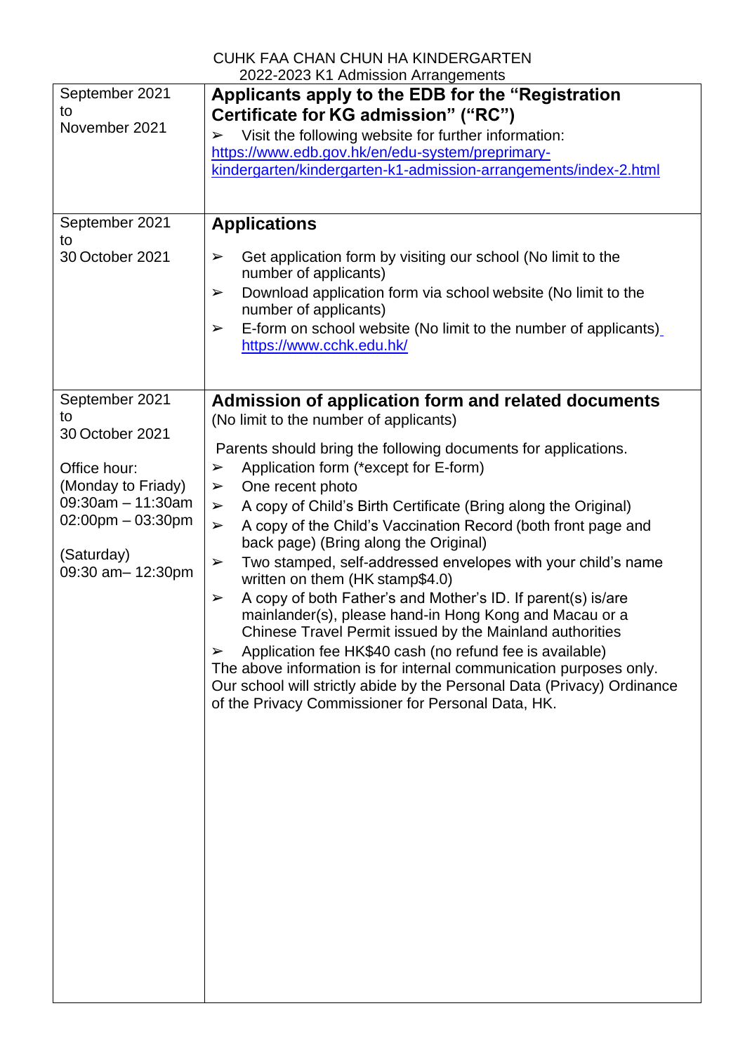CUHK FAA CHAN CHUN HA KINDERGARTEN

2022-2023 K1 Admission Arrangements

| | |
|---|---|
| September 2021<br>to<br>November 2021 | **Applicants apply to the EDB for the "Registration Certificate for KG admission" ("RC")**<br>➢ Visit the following website for further information:<br>https://www.edb.gov.hk/en/edu-system/preprimary-kindergarten/kindergarten-k1-admission-arrangements/index-2.html |
| September 2021<br>to<br>30 October 2021 | **Applications**<br>➢ Get application form by visiting our school (No limit to the number of applicants)<br>➢ Download application form via school website (No limit to the number of applicants)<br>➢ E-form on school website (No limit to the number of applicants) https://www.cchk.edu.hk/ |
| September 2021<br>to<br>30 October 2021<br><br>Office hour:<br>(Monday to Friady)<br>09:30am – 11:30am<br>02:00pm – 03:30pm<br><br>(Saturday)<br>09:30 am– 12:30pm | **Admission of application form and related documents**<br>(No limit to the number of applicants)<br><br>Parents should bring the following documents for applications.<br>➢ Application form (*except for E-form)<br>➢ One recent photo<br>➢ A copy of Child's Birth Certificate (Bring along the Original)<br>➢ A copy of the Child's Vaccination Record (both front page and back page) (Bring along the Original)<br>➢ Two stamped, self-addressed envelopes with your child's name written on them (HK stamp$4.0)<br>➢ A copy of both Father's and Mother's ID. If parent(s) is/are mainlander(s), please hand-in Hong Kong and Macau or a Chinese Travel Permit issued by the Mainland authorities<br>➢ Application fee HK$40 cash (no refund fee is available)<br>The above information is for internal communication purposes only. Our school will strictly abide by the Personal Data (Privacy) Ordinance of the Privacy Commissioner for Personal Data, HK. |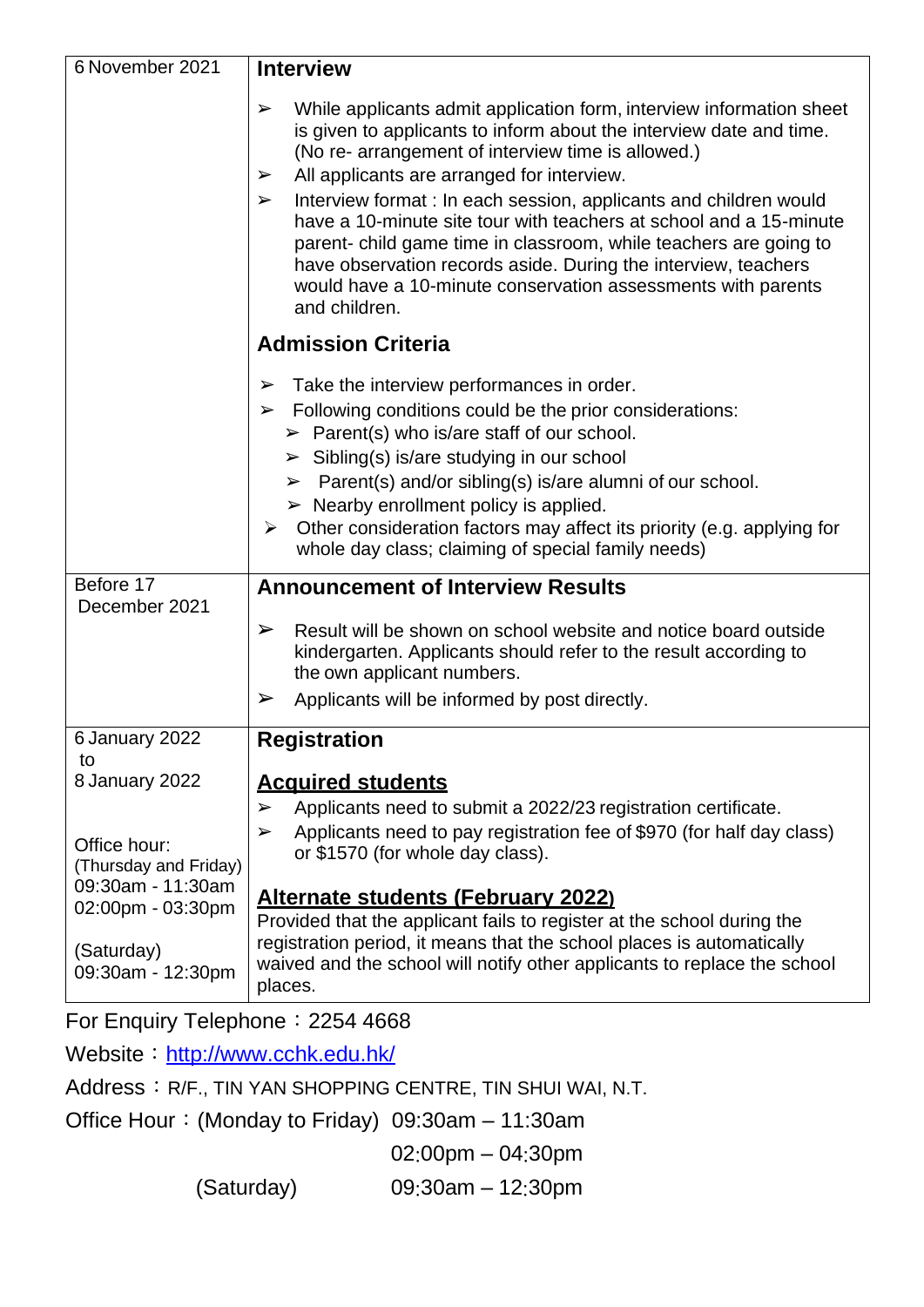| | |
|---|---|
| 6 November 2021 | **Interview**<br><br>➢ While applicants admit application form, interview information sheet is given to applicants to inform about the interview date and time. (No re- arrangement of interview time is allowed.)<br>➢ All applicants are arranged for interview.<br>➢ Interview format : In each session, applicants and children would have a 10-minute site tour with teachers at school and a 15-minute parent- child game time in classroom, while teachers are going to have observation records aside. During the interview, teachers would have a 10-minute conservation assessments with parents and children.<br><br>**Admission Criteria**<br><br>➢ Take the interview performances in order.<br>➢ Following conditions could be the prior considerations:<br>&nbsp;&nbsp;➢ Parent(s) who is/are staff of our school.<br>&nbsp;&nbsp;➢ Sibling(s) is/are studying in our school<br>&nbsp;&nbsp;➢ Parent(s) and/or sibling(s) is/are alumni of our school.<br>&nbsp;&nbsp;➢ Nearby enrollment policy is applied.<br>➢ Other consideration factors may affect its priority (e.g. applying for whole day class; claiming of special family needs) |
| Before 17 December 2021 | **Announcement of Interview Results**<br><br>➢ Result will be shown on school website and notice board outside kindergarten. Applicants should refer to the result according to the own applicant numbers.<br>➢ Applicants will be informed by post directly. |
| 6 January 2022 to 8 January 2022<br><br>Office hour:<br>(Thursday and Friday)<br>09:30am - 11:30am<br>02:00pm - 03:30pm<br><br>(Saturday)<br>09:30am - 12:30pm | **Registration**<br><br>**Acquired students**<br>➢ Applicants need to submit a 2022/23 registration certificate.<br>➢ Applicants need to pay registration fee of $970 (for half day class) or $1570 (for whole day class).<br><br>**Alternate students (February 2022)**<br>Provided that the applicant fails to register at the school during the registration period, it means that the school places is automatically waived and the school will notify other applicants to replace the school places. |

For Enquiry Telephone：2254 4668

Website：http://www.cchk.edu.hk/

Address：R/F., TIN YAN SHOPPING CENTRE, TIN SHUI WAI, N.T.

Office Hour：(Monday to Friday) 09:30am – 11:30am
02:00pm – 04:30pm
(Saturday) 09:30am – 12:30pm